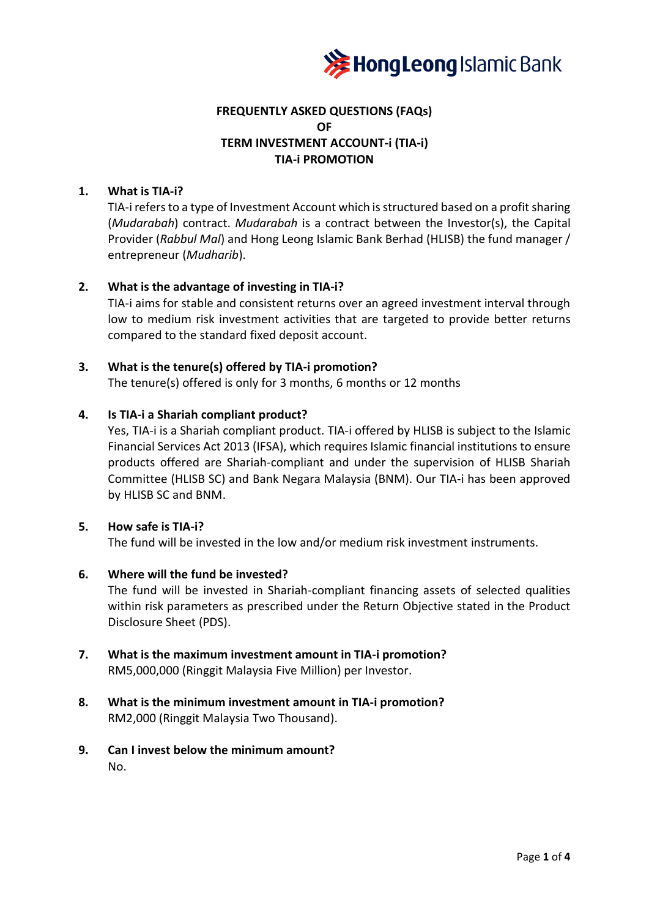# FREQUENTLY ASKED QUESTIONS (FAQs) OF TERM INVESTMENT ACCOUNT-i (TIA-i) TIA-i PROMOTION

1. **What is TIA-i?**
   TIA-i refers to a type of Investment Account which is structured based on a profit sharing (*Mudarabah*) contract. *Mudarabah* is a contract between the Investor(s), the Capital Provider (*Rabbul Mal*) and Hong Leong Islamic Bank Berhad (HLISB) the fund manager / entrepreneur (*Mudharib*).

2. **What is the advantage of investing in TIA-i?**
   TIA-i aims for stable and consistent returns over an agreed investment interval through low to medium risk investment activities that are targeted to provide better returns compared to the standard fixed deposit account.

3. **What is the tenure(s) offered by TIA-i promotion?**
   The tenure(s) offered is only for 3 months, 6 months or 12 months

4. **Is TIA-i a Shariah compliant product?**
   Yes, TIA-i is a Shariah compliant product. TIA-i offered by HLISB is subject to the Islamic Financial Services Act 2013 (IFSA), which requires Islamic financial institutions to ensure products offered are Shariah-compliant and under the supervision of HLISB Shariah Committee (HLISB SC) and Bank Negara Malaysia (BNM). Our TIA-i has been approved by HLISB SC and BNM.

5. **How safe is TIA-i?**
   The fund will be invested in the low and/or medium risk investment instruments.

6. **Where will the fund be invested?**
   The fund will be invested in Shariah-compliant financing assets of selected qualities within risk parameters as prescribed under the Return Objective stated in the Product Disclosure Sheet (PDS).

7. **What is the maximum investment amount in TIA-i promotion?**
   RM5,000,000 (Ringgit Malaysia Five Million) per Investor.

8. **What is the minimum investment amount in TIA-i promotion?**
   RM2,000 (Ringgit Malaysia Two Thousand).

9. **Can I invest below the minimum amount?**
   No.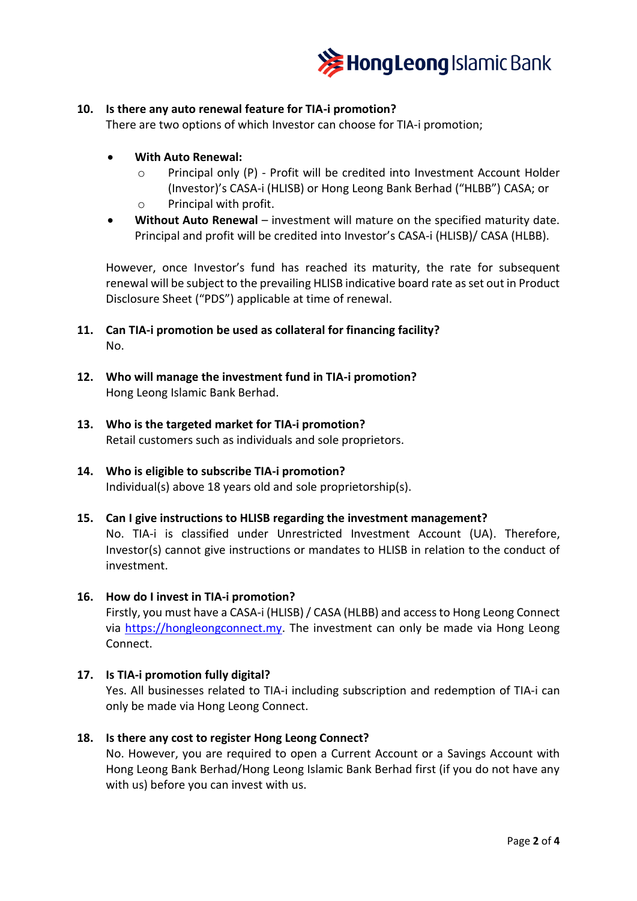**10. Is there any auto renewal feature for TIA-i promotion?**
There are two options of which Investor can choose for TIA-i promotion;

- **With Auto Renewal:**
  - Principal only (P) - Profit will be credited into Investment Account Holder (Investor)'s CASA-i (HLISB) or Hong Leong Bank Berhad ("HLBB") CASA; or
  - Principal with profit.
- **Without Auto Renewal** – investment will mature on the specified maturity date. Principal and profit will be credited into Investor's CASA-i (HLISB)/ CASA (HLBB).

However, once Investor's fund has reached its maturity, the rate for subsequent renewal will be subject to the prevailing HLISB indicative board rate as set out in Product Disclosure Sheet ("PDS") applicable at time of renewal.

**11. Can TIA-i promotion be used as collateral for financing facility?**
No.

**12. Who will manage the investment fund in TIA-i promotion?**
Hong Leong Islamic Bank Berhad.

**13. Who is the targeted market for TIA-i promotion?**
Retail customers such as individuals and sole proprietors.

**14. Who is eligible to subscribe TIA-i promotion?**
Individual(s) above 18 years old and sole proprietorship(s).

**15. Can I give instructions to HLISB regarding the investment management?**
No. TIA-i is classified under Unrestricted Investment Account (UA). Therefore, Investor(s) cannot give instructions or mandates to HLISB in relation to the conduct of investment.

**16. How do I invest in TIA-i promotion?**
Firstly, you must have a CASA-i (HLISB) / CASA (HLBB) and access to Hong Leong Connect via https://hongleongconnect.my. The investment can only be made via Hong Leong Connect.

**17. Is TIA-i promotion fully digital?**
Yes. All businesses related to TIA-i including subscription and redemption of TIA-i can only be made via Hong Leong Connect.

**18. Is there any cost to register Hong Leong Connect?**
No. However, you are required to open a Current Account or a Savings Account with Hong Leong Bank Berhad/Hong Leong Islamic Bank Berhad first (if you do not have any with us) before you can invest with us.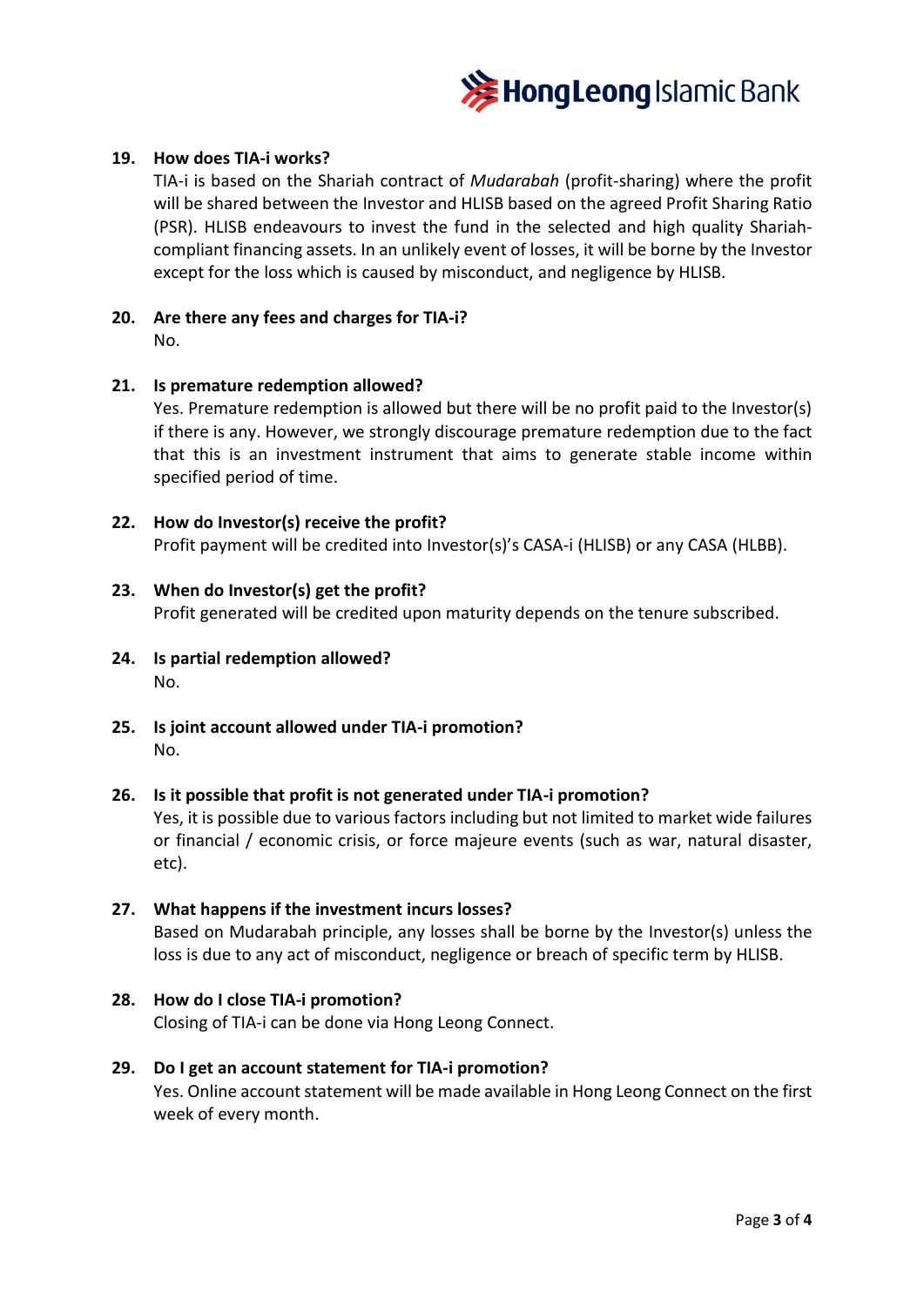**19. How does TIA-i works?**

TIA-i is based on the Shariah contract of *Mudarabah* (profit-sharing) where the profit will be shared between the Investor and HLISB based on the agreed Profit Sharing Ratio (PSR). HLISB endeavours to invest the fund in the selected and high quality Shariah-compliant financing assets. In an unlikely event of losses, it will be borne by the Investor except for the loss which is caused by misconduct, and negligence by HLISB.

**20. Are there any fees and charges for TIA-i?**

No.

**21. Is premature redemption allowed?**

Yes. Premature redemption is allowed but there will be no profit paid to the Investor(s) if there is any. However, we strongly discourage premature redemption due to the fact that this is an investment instrument that aims to generate stable income within specified period of time.

**22. How do Investor(s) receive the profit?**

Profit payment will be credited into Investor(s)'s CASA-i (HLISB) or any CASA (HLBB).

**23. When do Investor(s) get the profit?**

Profit generated will be credited upon maturity depends on the tenure subscribed.

**24. Is partial redemption allowed?**

No.

**25. Is joint account allowed under TIA-i promotion?**

No.

**26. Is it possible that profit is not generated under TIA-i promotion?**

Yes, it is possible due to various factors including but not limited to market wide failures or financial / economic crisis, or force majeure events (such as war, natural disaster, etc).

**27. What happens if the investment incurs losses?**

Based on Mudarabah principle, any losses shall be borne by the Investor(s) unless the loss is due to any act of misconduct, negligence or breach of specific term by HLISB.

**28. How do I close TIA-i promotion?**

Closing of TIA-i can be done via Hong Leong Connect.

**29. Do I get an account statement for TIA-i promotion?**

Yes. Online account statement will be made available in Hong Leong Connect on the first week of every month.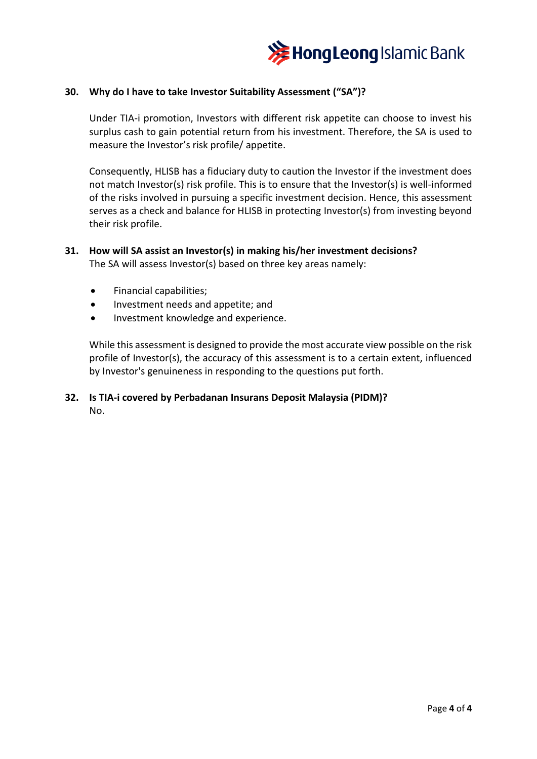**30. Why do I have to take Investor Suitability Assessment ("SA")?**

Under TIA-i promotion, Investors with different risk appetite can choose to invest his surplus cash to gain potential return from his investment. Therefore, the SA is used to measure the Investor's risk profile/ appetite.

Consequently, HLISB has a fiduciary duty to caution the Investor if the investment does not match Investor(s) risk profile. This is to ensure that the Investor(s) is well-informed of the risks involved in pursuing a specific investment decision. Hence, this assessment serves as a check and balance for HLISB in protecting Investor(s) from investing beyond their risk profile.

**31. How will SA assist an Investor(s) in making his/her investment decisions?**

The SA will assess Investor(s) based on three key areas namely:

- Financial capabilities;
- Investment needs and appetite; and
- Investment knowledge and experience.

While this assessment is designed to provide the most accurate view possible on the risk profile of Investor(s), the accuracy of this assessment is to a certain extent, influenced by Investor's genuineness in responding to the questions put forth.

**32. Is TIA-i covered by Perbadanan Insurans Deposit Malaysia (PIDM)?**

No.